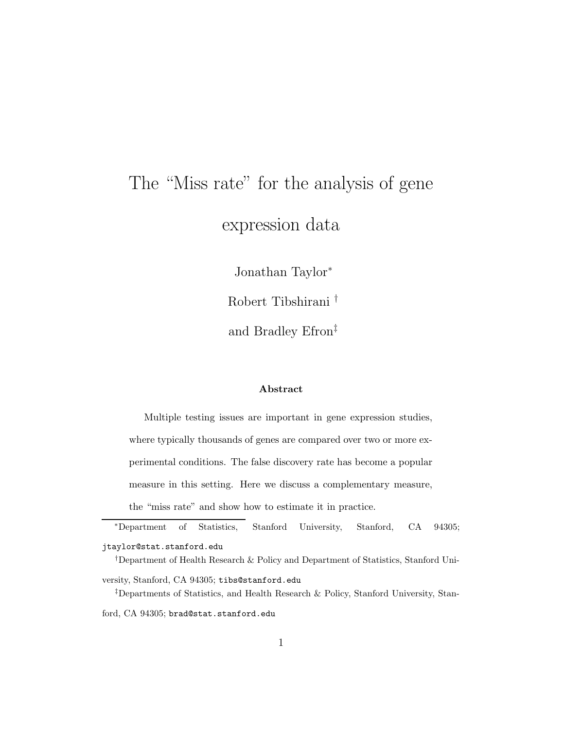# The "Miss rate" for the analysis of gene expression data

Jonathan Taylor*

Robert Tibshirani †

and Bradley Efron‡

### Abstract

Multiple testing issues are important in gene expression studies, where typically thousands of genes are compared over two or more experimental conditions. The false discovery rate has become a popular measure in this setting. Here we discuss a complementary measure, the "miss rate" and show how to estimate it in practice.

---

*Department of Statistics, Stanford University, Stanford, CA 94305; jtaylor@stat.stanford.edu

†Department of Health Research & Policy and Department of Statistics, Stanford University, Stanford, CA 94305; tibs@stanford.edu

‡Departments of Statistics, and Health Research & Policy, Stanford University, Stanford, CA 94305; brad@stat.stanford.edu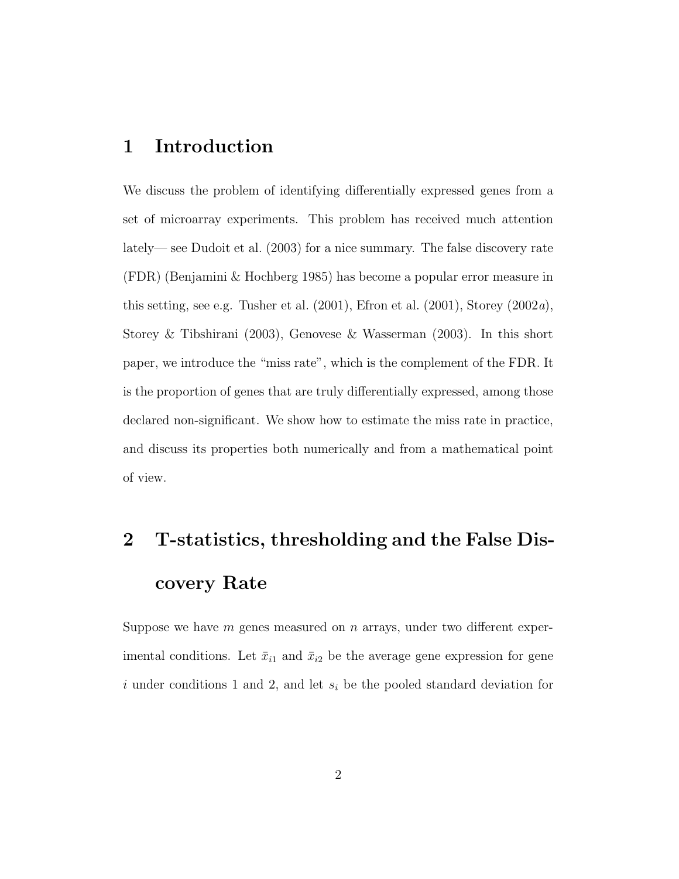# 1 Introduction

We discuss the problem of identifying differentially expressed genes from a set of microarray experiments. This problem has received much attention lately— see Dudoit et al. (2003) for a nice summary. The false discovery rate (FDR) (Benjamini & Hochberg 1985) has become a popular error measure in this setting, see e.g. Tusher et al. (2001), Efron et al. (2001), Storey (2002*a*), Storey & Tibshirani (2003), Genovese & Wasserman (2003). In this short paper, we introduce the "miss rate", which is the complement of the FDR. It is the proportion of genes that are truly differentially expressed, among those declared non-significant. We show how to estimate the miss rate in practice, and discuss its properties both numerically and from a mathematical point of view.

# 2 T-statistics, thresholding and the False Discovery Rate

Suppose we have $m$ genes measured on $n$ arrays, under two different experimental conditions. Let $\bar{x}_{i1}$ and $\bar{x}_{i2}$ be the average gene expression for gene $i$ under conditions 1 and 2, and let $s_i$ be the pooled standard deviation for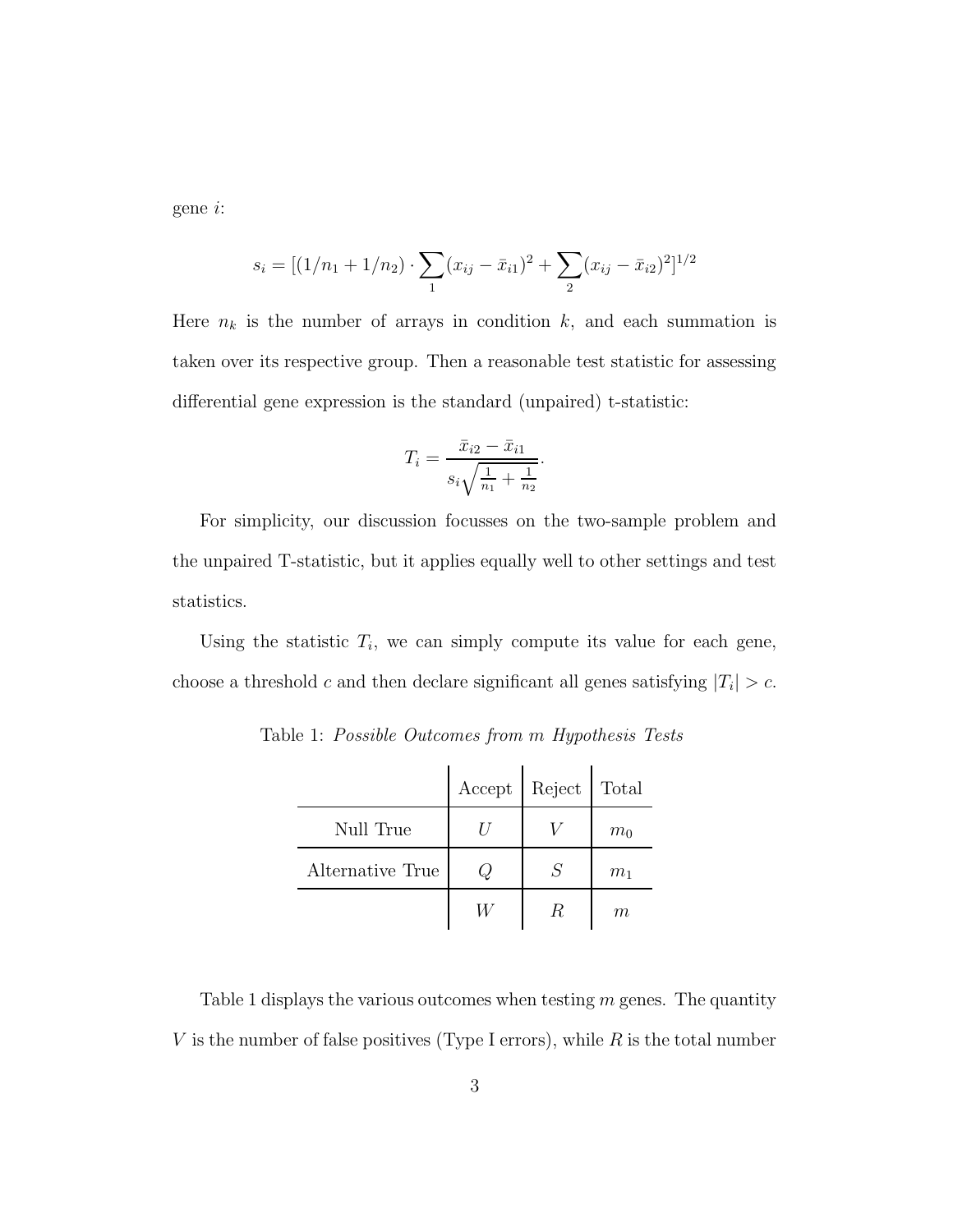gene $i$:

$$s_i = [(1/n_1 + 1/n_2) \cdot \sum_1 (x_{ij} - \bar{x}_{i1})^2 + \sum_2 (x_{ij} - \bar{x}_{i2})^2]^{1/2}$$

Here $n_k$ is the number of arrays in condition $k$, and each summation is taken over its respective group. Then a reasonable test statistic for assessing differential gene expression is the standard (unpaired) t-statistic:

$$T_i = \frac{\bar{x}_{i2} - \bar{x}_{i1}}{s_i \sqrt{\frac{1}{n_1} + \frac{1}{n_2}}}.$$

For simplicity, our discussion focusses on the two-sample problem and the unpaired T-statistic, but it applies equally well to other settings and test statistics.

Using the statistic $T_i$, we can simply compute its value for each gene, choose a threshold $c$ and then declare significant all genes satisfying $|T_i| > c$.

Table 1: *Possible Outcomes from $m$ Hypothesis Tests*

| | Accept | Reject | Total |
|---|---|---|---|
| Null True | $U$ | $V$ | $m_0$ |
| Alternative True | $Q$ | $S$ | $m_1$ |
| | $W$ | $R$ | $m$ |

Table 1 displays the various outcomes when testing $m$ genes. The quantity $V$ is the number of false positives (Type I errors), while $R$ is the total number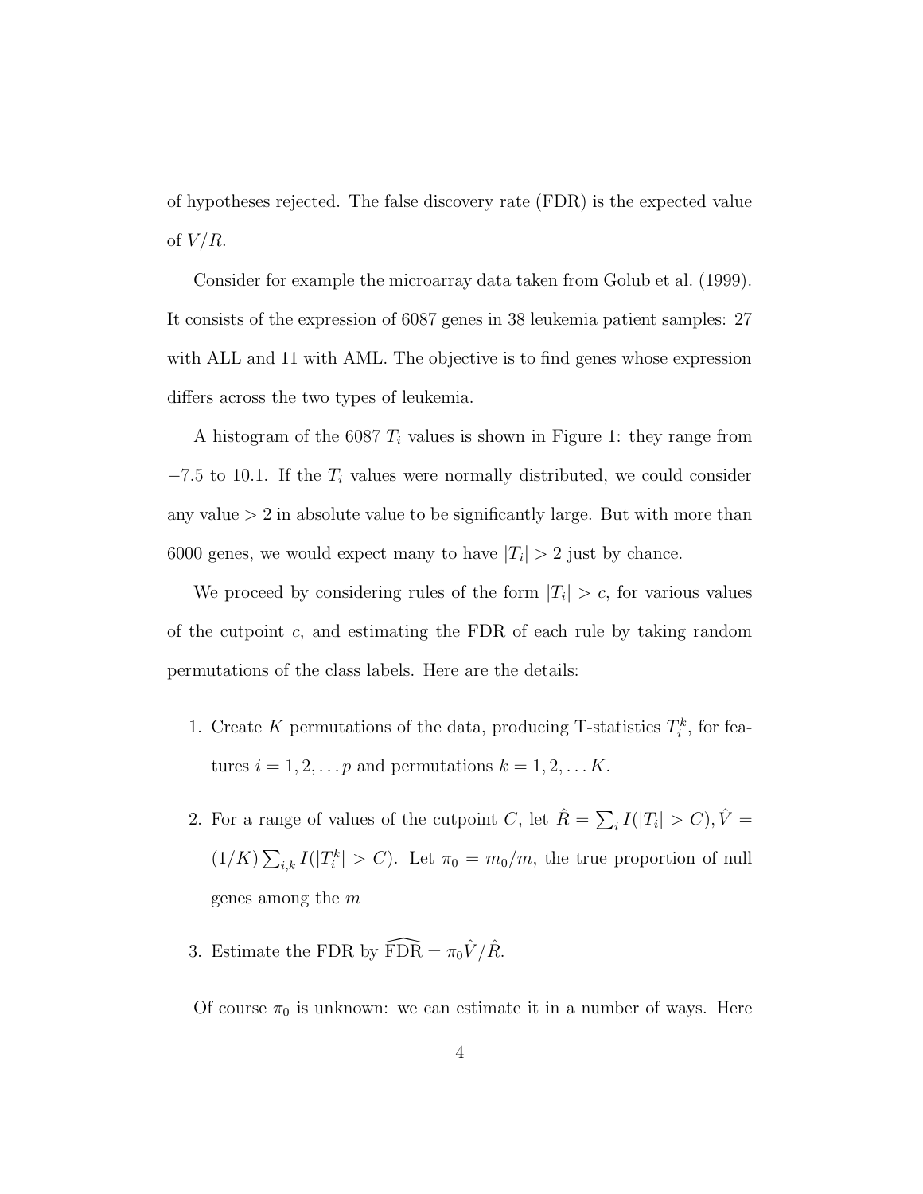of hypotheses rejected. The false discovery rate (FDR) is the expected value of $V/R$.

Consider for example the microarray data taken from Golub et al. (1999). It consists of the expression of 6087 genes in 38 leukemia patient samples: 27 with ALL and 11 with AML. The objective is to find genes whose expression differs across the two types of leukemia.

A histogram of the 6087 $T_i$ values is shown in Figure 1: they range from $-7.5$ to 10.1. If the $T_i$ values were normally distributed, we could consider any value $> 2$ in absolute value to be significantly large. But with more than 6000 genes, we would expect many to have $|T_i| > 2$ just by chance.

We proceed by considering rules of the form $|T_i| > c$, for various values of the cutpoint $c$, and estimating the FDR of each rule by taking random permutations of the class labels. Here are the details:

1. Create $K$ permutations of the data, producing T-statistics $T_i^k$, for features $i = 1, 2, \ldots p$ and permutations $k = 1, 2, \ldots K$.

2. For a range of values of the cutpoint $C$, let $\hat{R} = \sum_i I(|T_i| > C), \hat{V} = (1/K)\sum_{i,k} I(|T_i^k| > C)$. Let $\pi_0 = m_0/m$, the true proportion of null genes among the $m$

3. Estimate the FDR by $\widehat{\text{FDR}} = \pi_0 \hat{V}/\hat{R}$.

Of course $\pi_0$ is unknown: we can estimate it in a number of ways. Here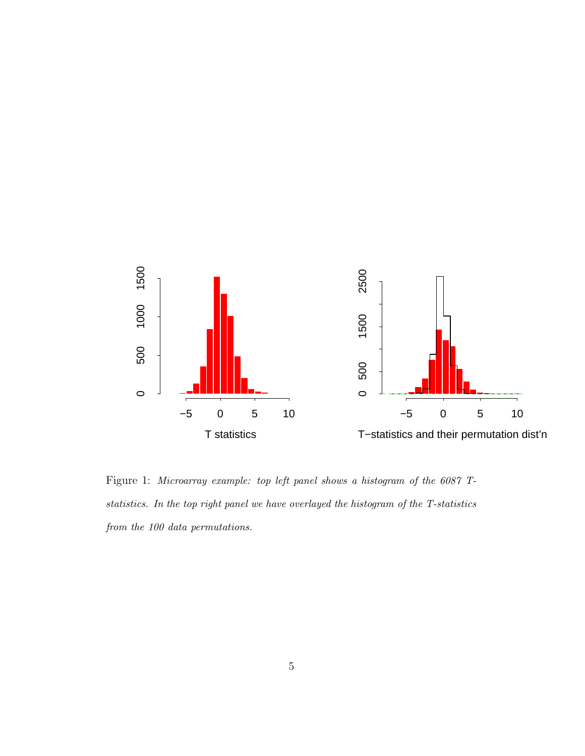Figure 1: *Microarray example: top left panel shows a histogram of the 6087 T-statistics. In the top right panel we have overlayed the histogram of the T-statistics from the 100 data permutations.*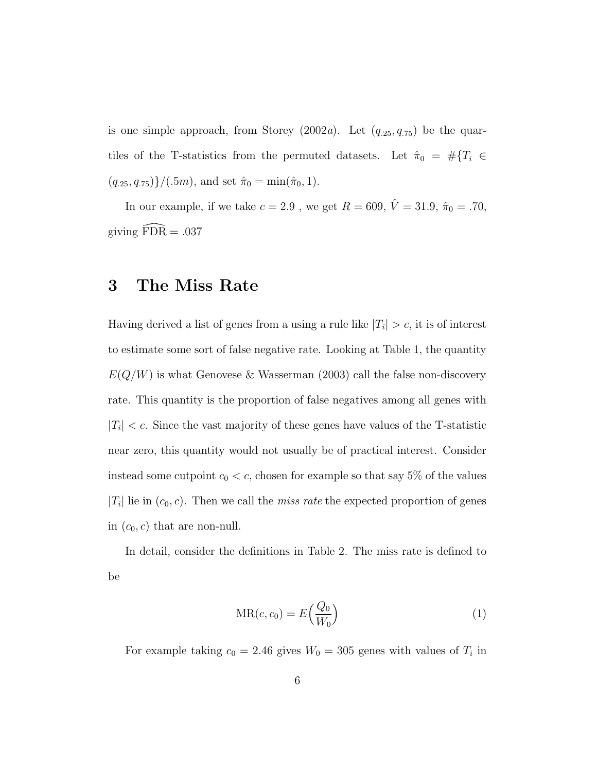is one simple approach, from Storey (2002$a$). Let $(q_{.25}, q_{.75})$ be the quartiles of the T-statistics from the permuted datasets. Let $\hat{\pi}_0 = \#\{T_i \in (q_{.25}, q_{.75})\}/(.5m)$, and set $\hat{\pi}_0 = \min(\hat{\pi}_0, 1)$.

In our example, if we take $c = 2.9$ , we get $R = 609$, $\hat{V} = 31.9$, $\hat{\pi}_0 = .70$, giving $\widehat{\mathrm{FDR}} = .037$

## 3 The Miss Rate

Having derived a list of genes from a using a rule like $|T_i| > c$, it is of interest to estimate some sort of false negative rate. Looking at Table 1, the quantity $E(Q/W)$ is what Genovese & Wasserman (2003) call the false non-discovery rate. This quantity is the proportion of false negatives among all genes with $|T_i| < c$. Since the vast majority of these genes have values of the T-statistic near zero, this quantity would not usually be of practical interest. Consider instead some cutpoint $c_0 < c$, chosen for example so that say 5% of the values $|T_i|$ lie in $(c_0, c)$. Then we call the *miss rate* the expected proportion of genes in $(c_0, c)$ that are non-null.

In detail, consider the definitions in Table 2. The miss rate is defined to be

$$\mathrm{MR}(c, c_0) = E\Big(\frac{Q_0}{W_0}\Big) \tag{1}$$

For example taking $c_0 = 2.46$ gives $W_0 = 305$ genes with values of $T_i$ in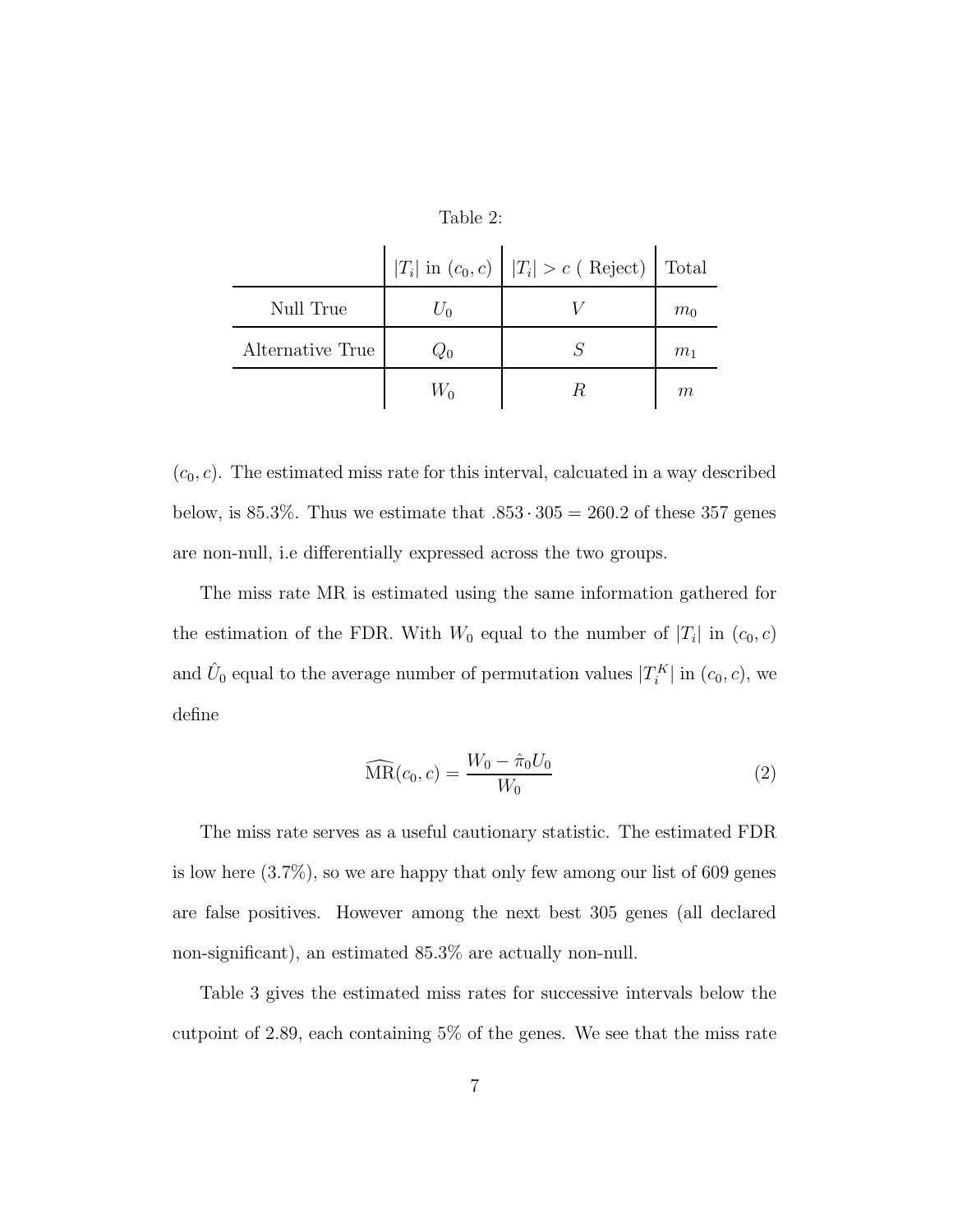Table 2:

| | $\|T_i\|$ in $(c_0, c)$ | $\|T_i\| > c$ ( Reject) | Total |
|---|---|---|---|
| Null True | $U_0$ | $V$ | $m_0$ |
| Alternative True | $Q_0$ | $S$ | $m_1$ |
| | $W_0$ | $R$ | $m$ |

$(c_0, c)$. The estimated miss rate for this interval, calcuated in a way described below, is 85.3%. Thus we estimate that $.853 \cdot 305 = 260.2$ of these 357 genes are non-null, i.e differentially expressed across the two groups.

The miss rate MR is estimated using the same information gathered for the estimation of the FDR. With $W_0$ equal to the number of $|T_i|$ in $(c_0, c)$ and $\hat{U}_0$ equal to the average number of permutation values $|T_i^K|$ in $(c_0, c)$, we define

$$\widehat{\text{MR}}(c_0, c) = \frac{W_0 - \hat{\pi}_0 U_0}{W_0} \tag{2}$$

The miss rate serves as a useful cautionary statistic. The estimated FDR is low here (3.7%), so we are happy that only few among our list of 609 genes are false positives. However among the next best 305 genes (all declared non-significant), an estimated 85.3% are actually non-null.

Table 3 gives the estimated miss rates for successive intervals below the cutpoint of 2.89, each containing 5% of the genes. We see that the miss rate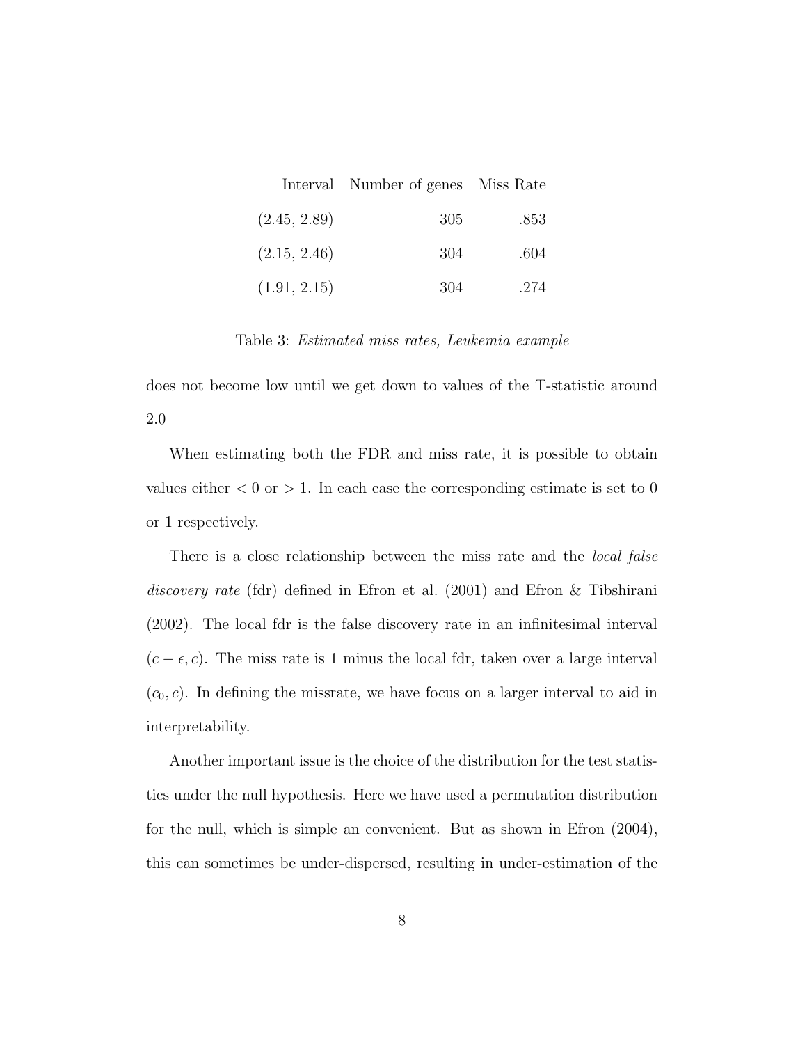| Interval | Number of genes | Miss Rate |
| --- | --- | --- |
| (2.45, 2.89) | 305 | .853 |
| (2.15, 2.46) | 304 | .604 |
| (1.91, 2.15) | 304 | .274 |

Table 3: *Estimated miss rates, Leukemia example*

does not become low until we get down to values of the T-statistic around 2.0

When estimating both the FDR and miss rate, it is possible to obtain values either $< 0$ or $> 1$. In each case the corresponding estimate is set to 0 or 1 respectively.

There is a close relationship between the miss rate and the *local false discovery rate* (fdr) defined in Efron et al. (2001) and Efron & Tibshirani (2002). The local fdr is the false discovery rate in an infinitesimal interval $(c - \epsilon, c)$. The miss rate is 1 minus the local fdr, taken over a large interval $(c_0, c)$. In defining the missrate, we have focus on a larger interval to aid in interpretability.

Another important issue is the choice of the distribution for the test statistics under the null hypothesis. Here we have used a permutation distribution for the null, which is simple an convenient. But as shown in Efron (2004), this can sometimes be under-dispersed, resulting in under-estimation of the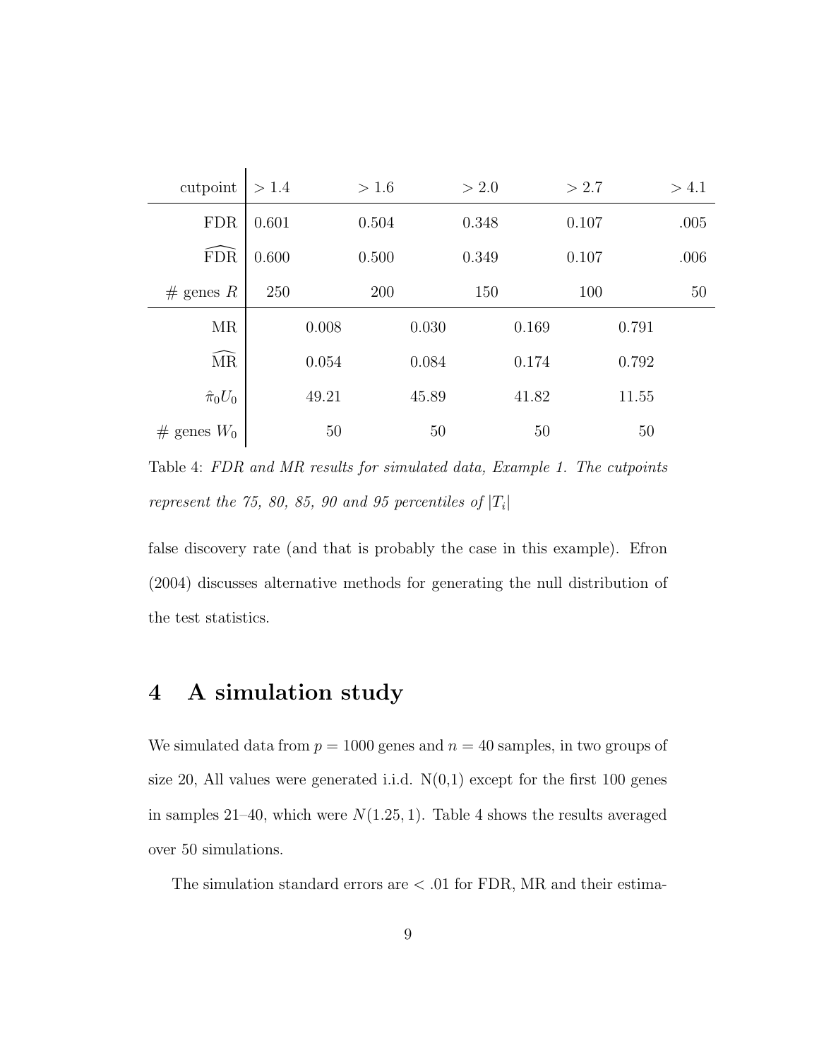| cutpoint | $> 1.4$ | | $> 1.6$ | | $> 2.0$ | | $> 2.7$ | | $> 4.1$ |
|---|---|---|---|---|---|---|---|---|---|
| FDR | 0.601 | | 0.504 | | 0.348 | | 0.107 | | .005 |
| $\widehat{\text{FDR}}$ | 0.600 | | 0.500 | | 0.349 | | 0.107 | | .006 |
| # genes $R$ | 250 | | 200 | | 150 | | 100 | | 50 |
| MR | | 0.008 | | 0.030 | | 0.169 | | 0.791 | |
| $\widehat{\text{MR}}$ | | 0.054 | | 0.084 | | 0.174 | | 0.792 | |
| $\hat{\pi}_0 U_0$ | | 49.21 | | 45.89 | | 41.82 | | 11.55 | |
| # genes $W_0$ | | 50 | | 50 | | 50 | | 50 | |

Table 4: *FDR and MR results for simulated data, Example 1. The cutpoints represent the 75, 80, 85, 90 and 95 percentiles of* $|T_i|$

false discovery rate (and that is probably the case in this example). Efron (2004) discusses alternative methods for generating the null distribution of the test statistics.

# 4 A simulation study

We simulated data from $p = 1000$ genes and $n = 40$ samples, in two groups of size 20, All values were generated i.i.d. N(0,1) except for the first 100 genes in samples 21–40, which were $N(1.25, 1)$. Table 4 shows the results averaged over 50 simulations.

The simulation standard errors are $< .01$ for FDR, MR and their estima-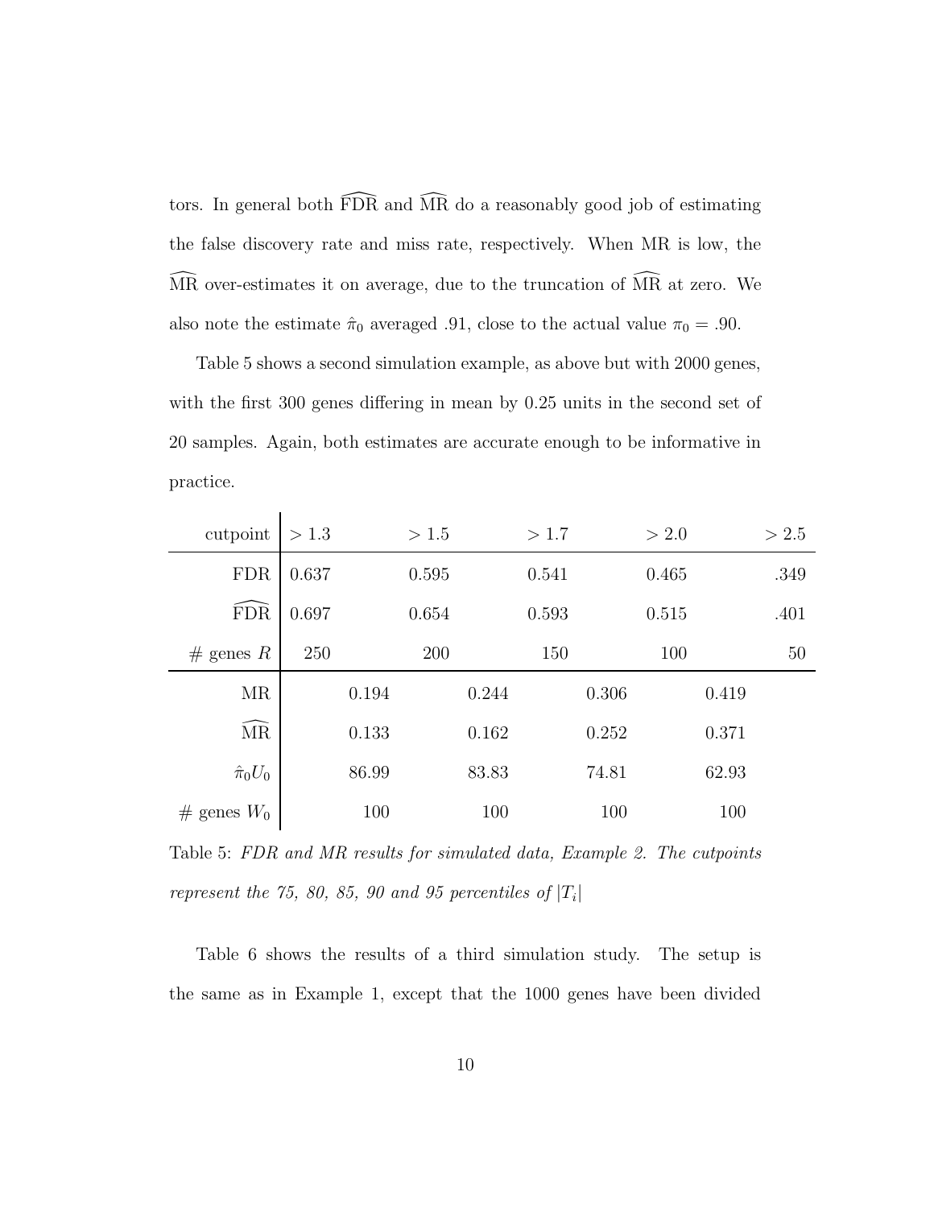tors. In general both $\widehat{\text{FDR}}$ and $\widehat{\text{MR}}$ do a reasonably good job of estimating the false discovery rate and miss rate, respectively. When MR is low, the $\widehat{\text{MR}}$ over-estimates it on average, due to the truncation of $\widehat{\text{MR}}$ at zero. We also note the estimate $\hat{\pi}_0$ averaged .91, close to the actual value $\pi_0 = .90$.

Table 5 shows a second simulation example, as above but with 2000 genes, with the first 300 genes differing in mean by 0.25 units in the second set of 20 samples. Again, both estimates are accurate enough to be informative in practice.

| cutpoint | $> 1.3$ | | $> 1.5$ | | $> 1.7$ | | $> 2.0$ | | $> 2.5$ |
|---|---|---|---|---|---|---|---|---|---|
| FDR | 0.637 | | 0.595 | | 0.541 | | 0.465 | | .349 |
| $\widehat{\text{FDR}}$ | 0.697 | | 0.654 | | 0.593 | | 0.515 | | .401 |
| # genes $R$ | 250 | | 200 | | 150 | | 100 | | 50 |
| MR | | 0.194 | | 0.244 | | 0.306 | | 0.419 | |
| $\widehat{\text{MR}}$ | | 0.133 | | 0.162 | | 0.252 | | 0.371 | |
| $\hat{\pi}_0 U_0$ | | 86.99 | | 83.83 | | 74.81 | | 62.93 | |
| # genes $W_0$ | | 100 | | 100 | | 100 | | 100 | |

Table 5: *FDR and MR results for simulated data, Example 2. The cutpoints represent the 75, 80, 85, 90 and 95 percentiles of* $|T_i|$

Table 6 shows the results of a third simulation study. The setup is the same as in Example 1, except that the 1000 genes have been divided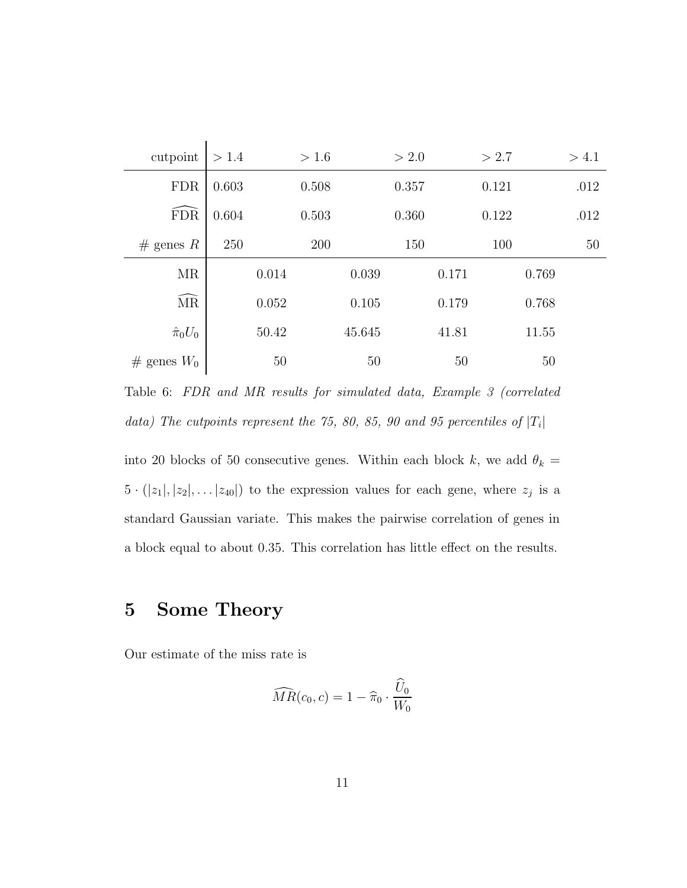| cutpoint | $> 1.4$ | | $> 1.6$ | | $> 2.0$ | | $> 2.7$ | | $> 4.1$ |
|---|---|---|---|---|---|---|---|---|---|
| FDR | 0.603 | | 0.508 | | 0.357 | | 0.121 | | .012 |
| $\widehat{\text{FDR}}$ | 0.604 | | 0.503 | | 0.360 | | 0.122 | | .012 |
| # genes $R$ | 250 | | 200 | | 150 | | 100 | | 50 |
| MR | | 0.014 | | 0.039 | | 0.171 | | 0.769 | |
| $\widehat{\text{MR}}$ | | 0.052 | | 0.105 | | 0.179 | | 0.768 | |
| $\hat{\pi}_0 U_0$ | | 50.42 | | 45.645 | | 41.81 | | 11.55 | |
| # genes $W_0$ | | 50 | | 50 | | 50 | | 50 | |

Table 6: *FDR and MR results for simulated data, Example 3 (correlated data) The cutpoints represent the 75, 80, 85, 90 and 95 percentiles of* $|T_i|$

into 20 blocks of 50 consecutive genes. Within each block $k$, we add $\theta_k = 5 \cdot (|z_1|, |z_2|, \ldots |z_{40}|)$ to the expression values for each gene, where $z_j$ is a standard Gaussian variate. This makes the pairwise correlation of genes in a block equal to about 0.35. This correlation has little effect on the results.

## 5 Some Theory

Our estimate of the miss rate is

$$\widehat{MR}(c_0, c) = 1 - \widehat{\pi}_0 \cdot \frac{\widehat{U}_0}{W_0}$$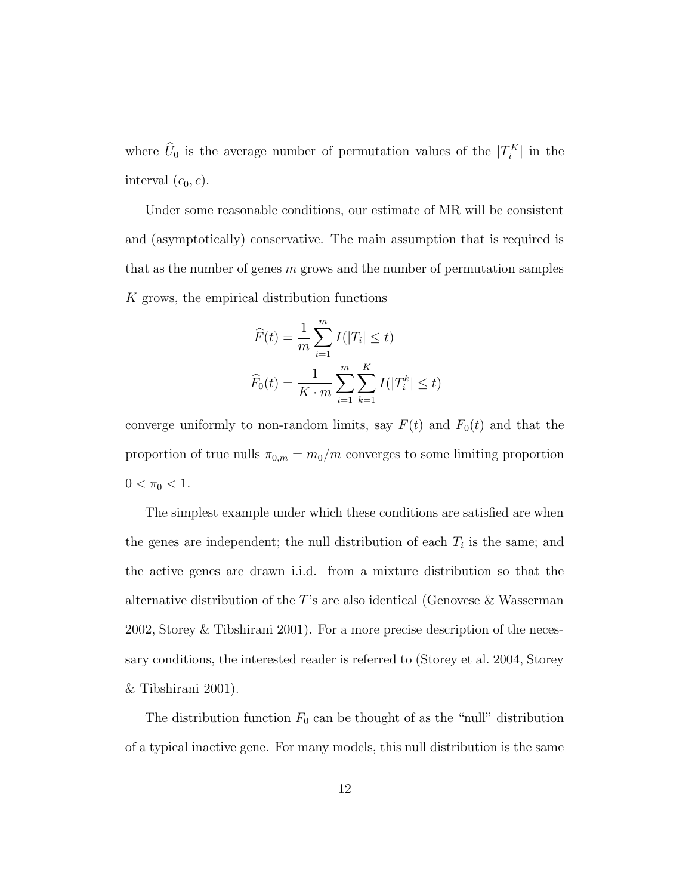where $\widehat{U}_0$ is the average number of permutation values of the $|T_i^K|$ in the interval $(c_0, c)$.

Under some reasonable conditions, our estimate of MR will be consistent and (asymptotically) conservative. The main assumption that is required is that as the number of genes $m$ grows and the number of permutation samples $K$ grows, the empirical distribution functions

$$\widehat{F}(t) = \frac{1}{m} \sum_{i=1}^{m} I(|T_i| \le t)$$

$$\widehat{F}_0(t) = \frac{1}{K \cdot m} \sum_{i=1}^{m} \sum_{k=1}^{K} I(|T_i^k| \le t)$$

converge uniformly to non-random limits, say $F(t)$ and $F_0(t)$ and that the proportion of true nulls $\pi_{0,m} = m_0/m$ converges to some limiting proportion $0 < \pi_0 < 1$.

The simplest example under which these conditions are satisfied are when the genes are independent; the null distribution of each $T_i$ is the same; and the active genes are drawn i.i.d. from a mixture distribution so that the alternative distribution of the $T$'s are also identical (Genovese & Wasserman 2002, Storey & Tibshirani 2001). For a more precise description of the necessary conditions, the interested reader is referred to (Storey et al. 2004, Storey & Tibshirani 2001).

The distribution function $F_0$ can be thought of as the "null" distribution of a typical inactive gene. For many models, this null distribution is the same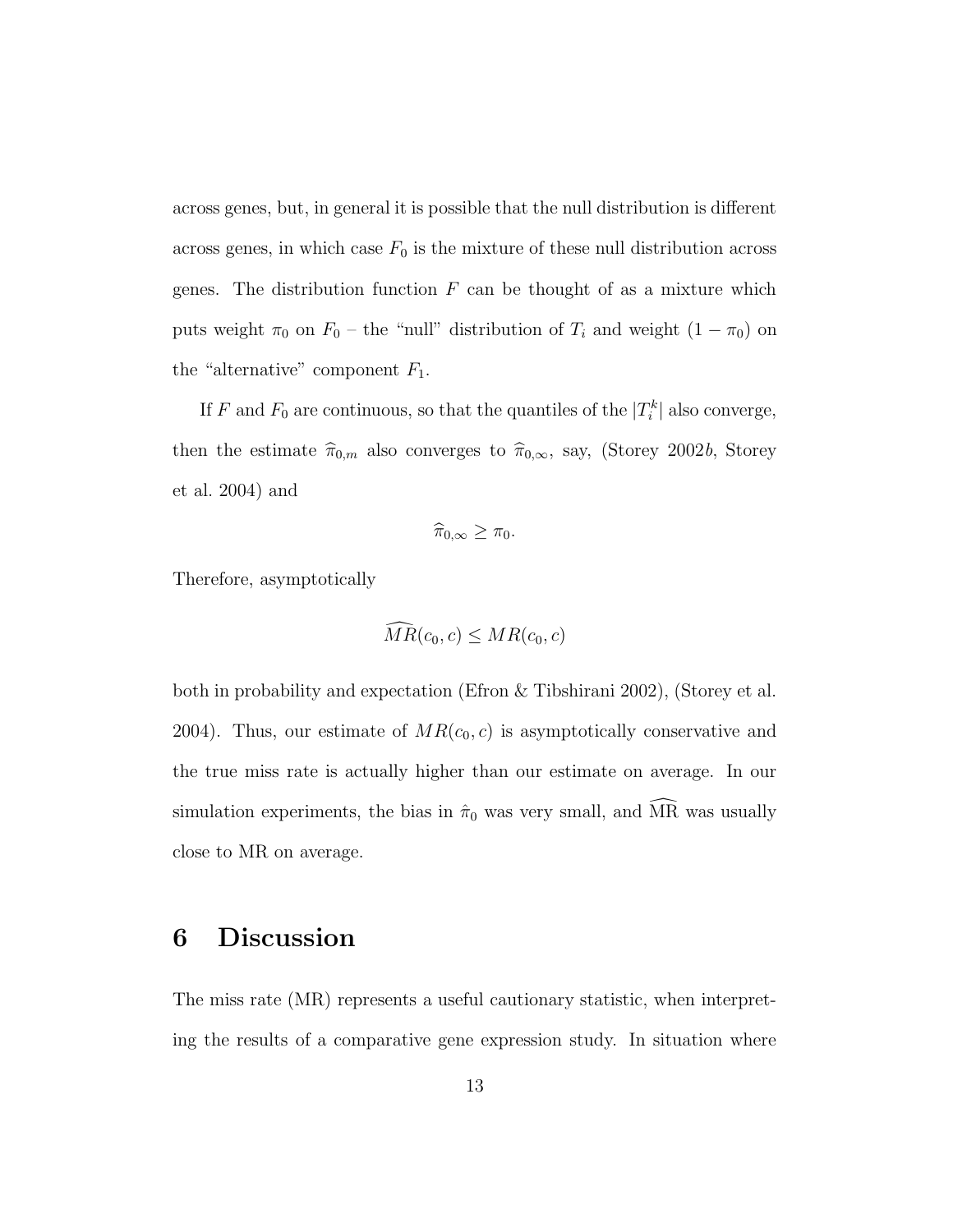across genes, but, in general it is possible that the null distribution is different across genes, in which case $F_0$ is the mixture of these null distribution across genes. The distribution function $F$ can be thought of as a mixture which puts weight $\pi_0$ on $F_0$ – the "null" distribution of $T_i$ and weight $(1 - \pi_0)$ on the "alternative" component $F_1$.

If $F$ and $F_0$ are continuous, so that the quantiles of the $|T_i^k|$ also converge, then the estimate $\widehat{\pi}_{0,m}$ also converges to $\widehat{\pi}_{0,\infty}$, say, (Storey 2002*b*, Storey et al. 2004) and

$$\widehat{\pi}_{0,\infty} \geq \pi_0.$$

Therefore, asymptotically

$$\widehat{MR}(c_0, c) \leq MR(c_0, c)$$

both in probability and expectation (Efron & Tibshirani 2002), (Storey et al. 2004). Thus, our estimate of $MR(c_0, c)$ is asymptotically conservative and the true miss rate is actually higher than our estimate on average. In our simulation experiments, the bias in $\hat{\pi}_0$ was very small, and $\widehat{\mathrm{MR}}$ was usually close to MR on average.

# 6 Discussion

The miss rate (MR) represents a useful cautionary statistic, when interpreting the results of a comparative gene expression study. In situation where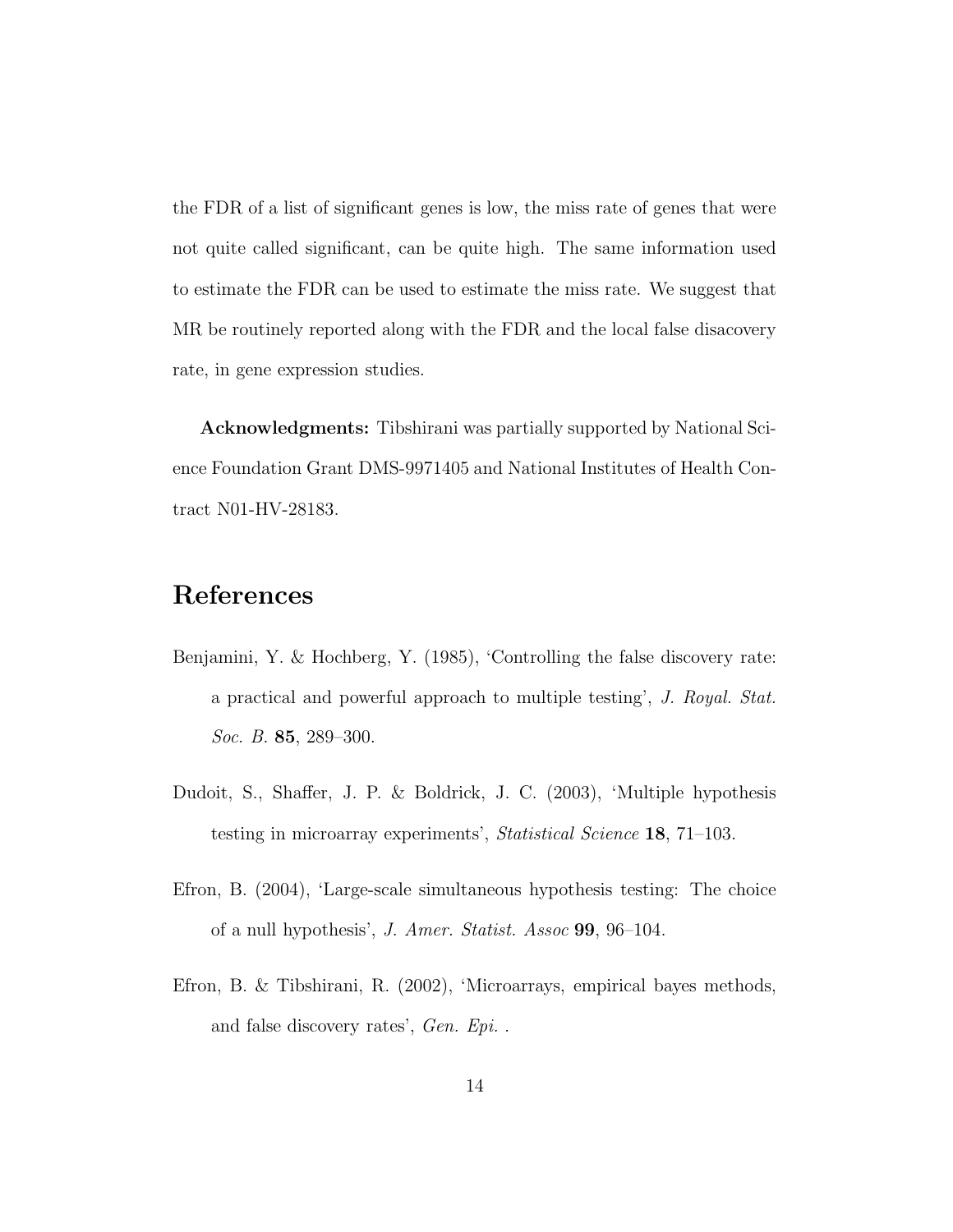the FDR of a list of significant genes is low, the miss rate of genes that were not quite called significant, can be quite high. The same information used to estimate the FDR can be used to estimate the miss rate. We suggest that MR be routinely reported along with the FDR and the local false disacovery rate, in gene expression studies.

**Acknowledgments:** Tibshirani was partially supported by National Science Foundation Grant DMS-9971405 and National Institutes of Health Contract N01-HV-28183.

# References

Benjamini, Y. & Hochberg, Y. (1985), 'Controlling the false discovery rate: a practical and powerful approach to multiple testing', *J. Royal. Stat. Soc. B.* **85**, 289–300.

Dudoit, S., Shaffer, J. P. & Boldrick, J. C. (2003), 'Multiple hypothesis testing in microarray experiments', *Statistical Science* **18**, 71–103.

Efron, B. (2004), 'Large-scale simultaneous hypothesis testing: The choice of a null hypothesis', *J. Amer. Statist. Assoc* **99**, 96–104.

Efron, B. & Tibshirani, R. (2002), 'Microarrays, empirical bayes methods, and false discovery rates', *Gen. Epi.* .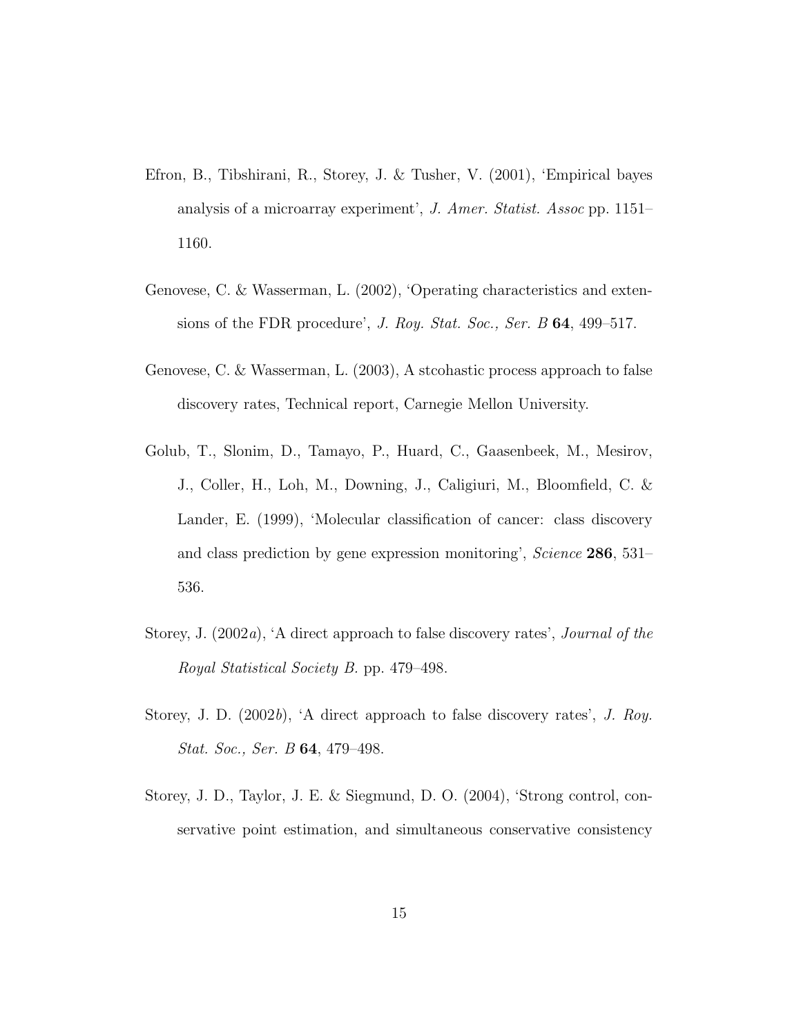Efron, B., Tibshirani, R., Storey, J. & Tusher, V. (2001), 'Empirical bayes analysis of a microarray experiment', *J. Amer. Statist. Assoc* pp. 1151–1160.

Genovese, C. & Wasserman, L. (2002), 'Operating characteristics and extensions of the FDR procedure', *J. Roy. Stat. Soc., Ser. B* **64**, 499–517.

Genovese, C. & Wasserman, L. (2003), A stcohastic process approach to false discovery rates, Technical report, Carnegie Mellon University.

Golub, T., Slonim, D., Tamayo, P., Huard, C., Gaasenbeek, M., Mesirov, J., Coller, H., Loh, M., Downing, J., Caligiuri, M., Bloomfield, C. & Lander, E. (1999), 'Molecular classification of cancer: class discovery and class prediction by gene expression monitoring', *Science* **286**, 531–536.

Storey, J. (2002*a*), 'A direct approach to false discovery rates', *Journal of the Royal Statistical Society B.* pp. 479–498.

Storey, J. D. (2002*b*), 'A direct approach to false discovery rates', *J. Roy. Stat. Soc., Ser. B* **64**, 479–498.

Storey, J. D., Taylor, J. E. & Siegmund, D. O. (2004), 'Strong control, conservative point estimation, and simultaneous conservative consistency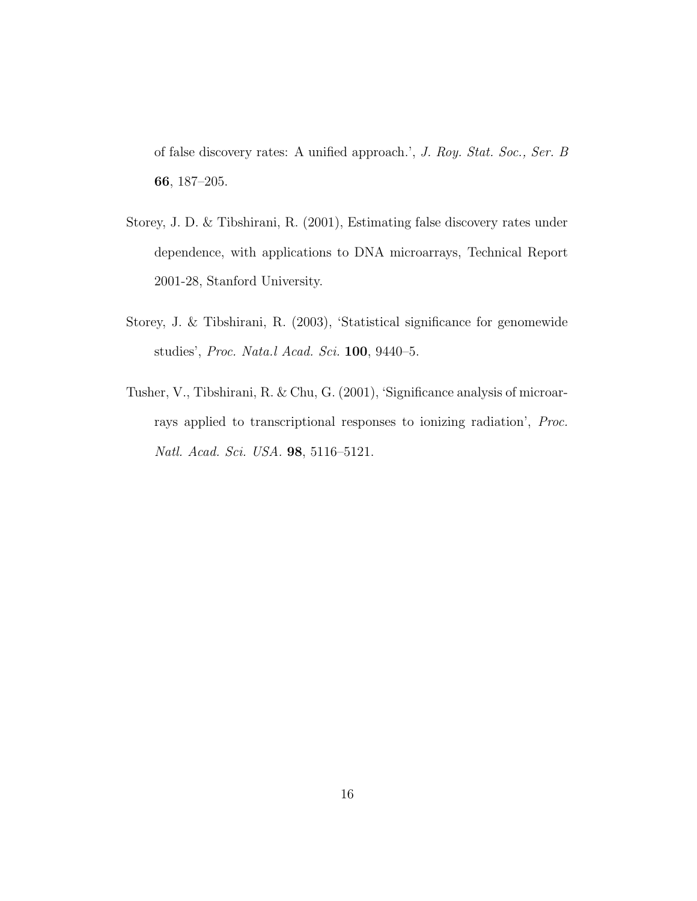of false discovery rates: A unified approach.', *J. Roy. Stat. Soc., Ser. B* **66**, 187–205.

Storey, J. D. & Tibshirani, R. (2001), Estimating false discovery rates under dependence, with applications to DNA microarrays, Technical Report 2001-28, Stanford University.

Storey, J. & Tibshirani, R. (2003), 'Statistical significance for genomewide studies', *Proc. Nata.l Acad. Sci.* **100**, 9440–5.

Tusher, V., Tibshirani, R. & Chu, G. (2001), 'Significance analysis of microarrays applied to transcriptional responses to ionizing radiation', *Proc. Natl. Acad. Sci. USA*. **98**, 5116–5121.